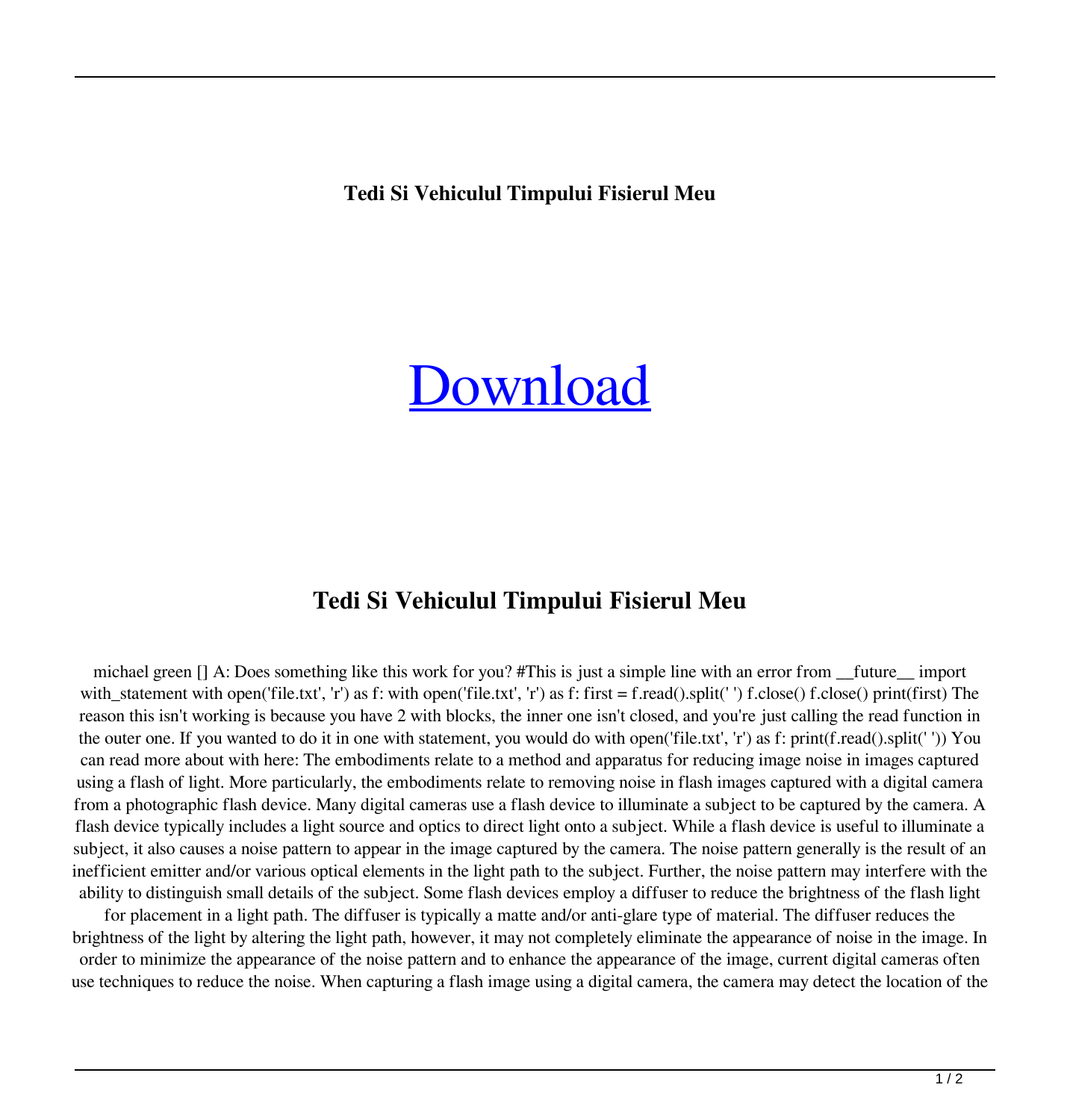**Tedi Si Vehiculul Timpului Fisierul Meu**

# Download

## Tedi Si Vehiculul Timpului Fisierul Meu

michael green [] A: Does something like this work for you? #This is just a simple line with an error from __future__ import with_statement with open('file.txt', 'r') as f: with open('file.txt', 'r') as f: first = f.read().split(' ') f.close() f.close() print(first) The reason this isn't working is because you have 2 with blocks, the inner one isn't closed, and you're just calling the read function in the outer one. If you wanted to do it in one with statement, you would do with open('file.txt', 'r') as f: print(f.read().split(' ')) You can read more about with here: The embodiments relate to a method and apparatus for reducing image noise in images captured using a flash of light. More particularly, the embodiments relate to removing noise in flash images captured with a digital camera from a photographic flash device. Many digital cameras use a flash device to illuminate a subject to be captured by the camera. A flash device typically includes a light source and optics to direct light onto a subject. While a flash device is useful to illuminate a subject, it also causes a noise pattern to appear in the image captured by the camera. The noise pattern generally is the result of an inefficient emitter and/or various optical elements in the light path to the subject. Further, the noise pattern may interfere with the ability to distinguish small details of the subject. Some flash devices employ a diffuser to reduce the brightness of the flash light for placement in a light path. The diffuser is typically a matte and/or anti-glare type of material. The diffuser reduces the brightness of the light by altering the light path, however, it may not completely eliminate the appearance of noise in the image. In order to minimize the appearance of the noise pattern and to enhance the appearance of the image, current digital cameras often use techniques to reduce the noise. When capturing a flash image using a digital camera, the camera may detect the location of the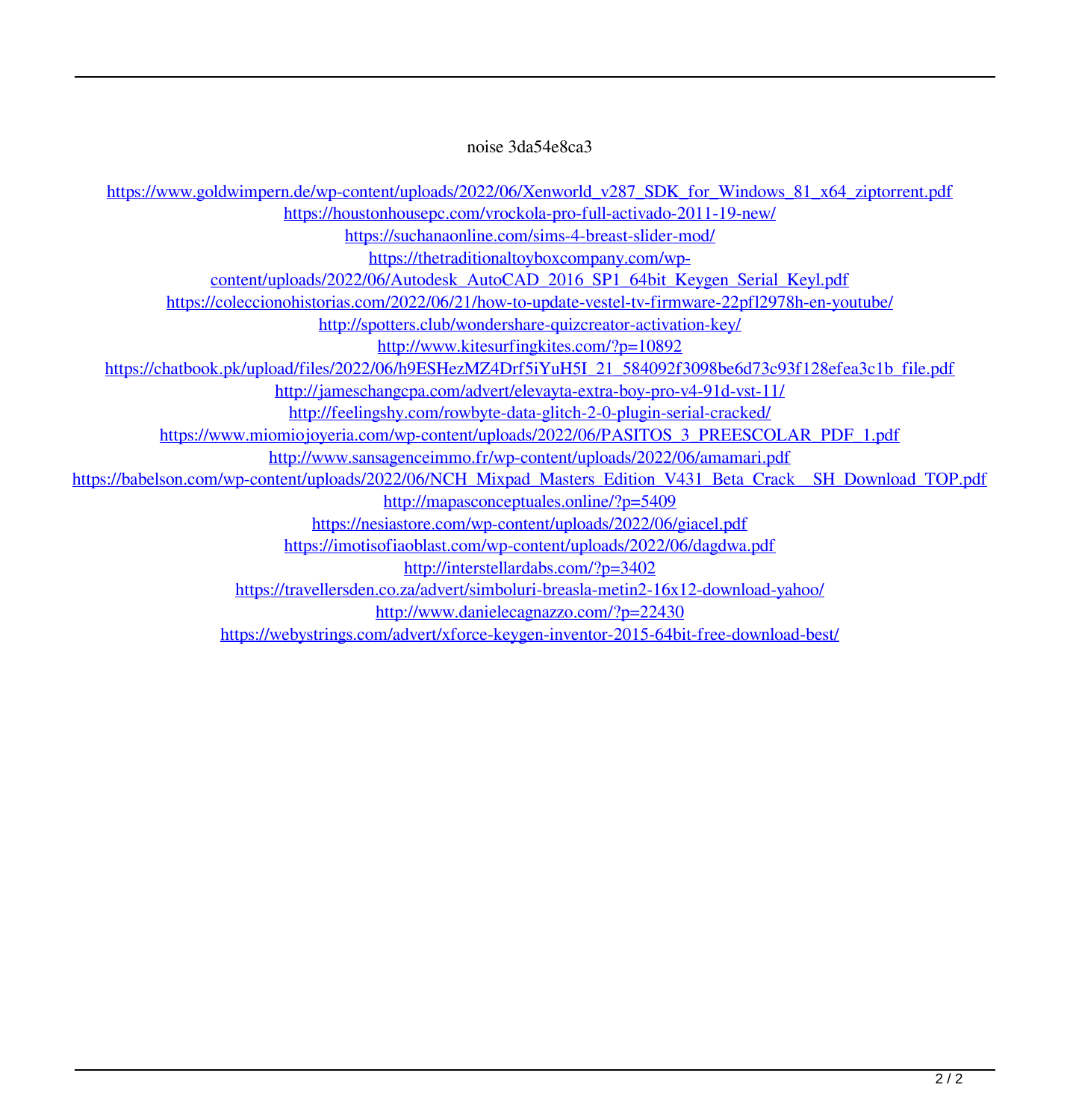noise 3da54e8ca3

https://www.goldwimpern.de/wp-content/uploads/2022/06/Xenworld_v287_SDK_for_Windows_81_x64_ziptorrent.pdf
https://houstonhousepc.com/vrockola-pro-full-activado-2011-19-new/
https://suchanaonline.com/sims-4-breast-slider-mod/
https://thetraditionaltoyboxcompany.com/wp-content/uploads/2022/06/Autodesk_AutoCAD_2016_SP1_64bit_Keygen_Serial_Keyl.pdf
https://coleccionohistorias.com/2022/06/21/how-to-update-vestel-tv-firmware-22pfl2978h-en-youtube/
http://spotters.club/wondershare-quizcreator-activation-key/
http://www.kitesurfingkites.com/?p=10892
https://chatbook.pk/upload/files/2022/06/h9ESHezMZ4Drf5iYuH5I_21_584092f3098be6d73c93f128efea3c1b_file.pdf
http://jameschangcpa.com/advert/elevayta-extra-boy-pro-v4-91d-vst-11/
http://feelingshy.com/rowbyte-data-glitch-2-0-plugin-serial-cracked/
https://www.miomiojoyeria.com/wp-content/uploads/2022/06/PASITOS_3_PREESCOLAR_PDF_1.pdf
http://www.sansagenceimmo.fr/wp-content/uploads/2022/06/amamari.pdf
https://babelson.com/wp-content/uploads/2022/06/NCH_Mixpad_Masters_Edition_V431_Beta_Crack__SH_Download_TOP.pdf
http://mapasconceptuales.online/?p=5409
https://nesiastore.com/wp-content/uploads/2022/06/giacel.pdf
https://imotisofiaoblast.com/wp-content/uploads/2022/06/dagdwa.pdf
http://interstellardabs.com/?p=3402
https://travellersden.co.za/advert/simboluri-breasla-metin2-16x12-download-yahoo/
http://www.danielecagnazzo.com/?p=22430
https://webystrings.com/advert/xforce-keygen-inventor-2015-64bit-free-download-best/